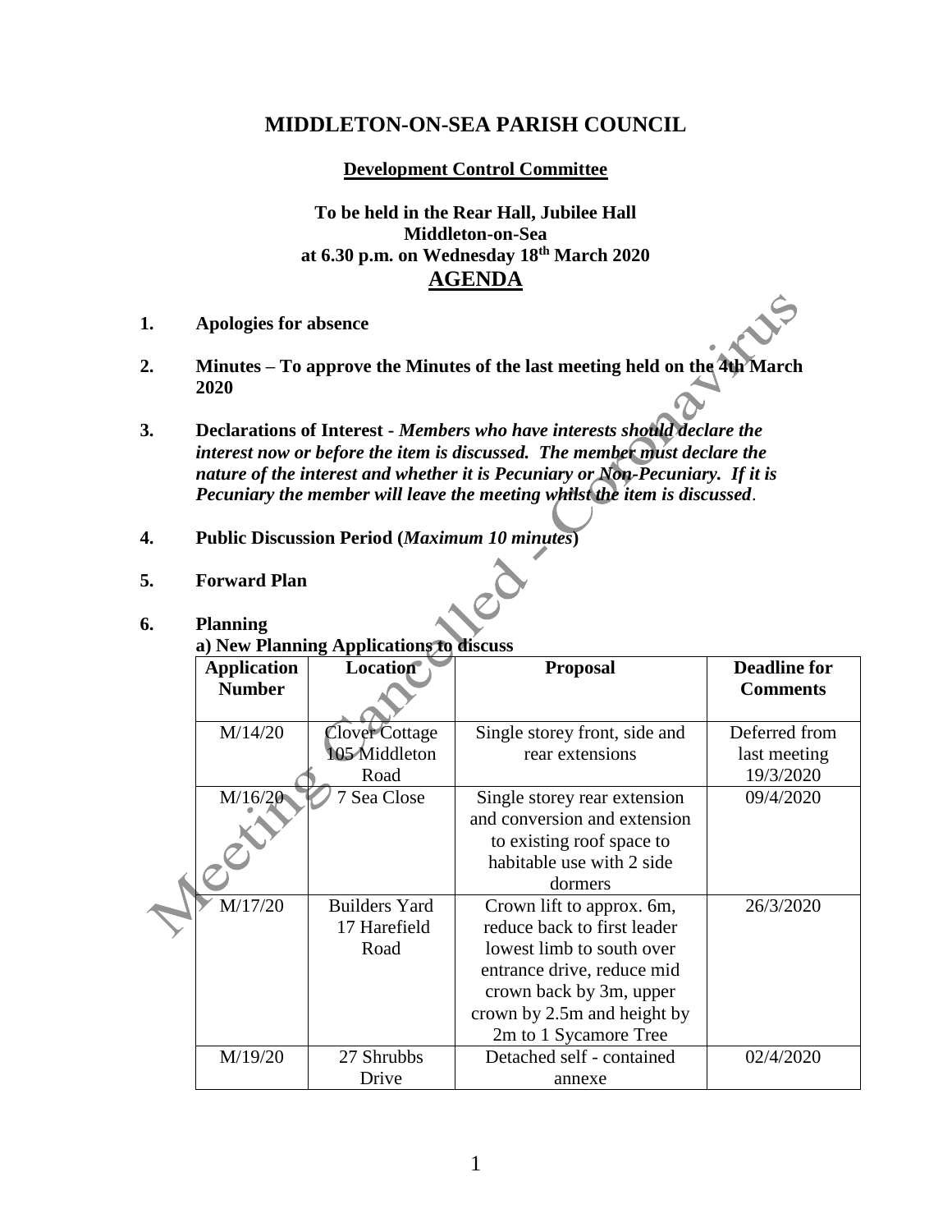# MIDDLETON-ON-SEA PARISH COUNCIL

## Development Control Committee

**To be held in the Rear Hall, Jubilee Hall**
**Middleton-on-Sea**
**at 6.30 p.m. on Wednesday 18th March 2020**

## AGENDA

Meeting Cancelled - Coronavirus

1. **Apologies for absence**

2. **Minutes – To approve the Minutes of the last meeting held on the 4th March 2020**

3. **Declarations of Interest** - ***Members who have interests should declare the interest now or before the item is discussed. The member must declare the nature of the interest and whether it is Pecuniary or Non-Pecuniary. If it is Pecuniary the member will leave the meeting whilst the item is discussed*.**

4. **Public Discussion Period (*Maximum 10 minutes*)**

5. **Forward Plan**

6. **Planning**

   **a) New Planning Applications to discuss**

| Application Number | Location | Proposal | Deadline for Comments |
|---|---|---|---|
| M/14/20 | Clover Cottage 105 Middleton Road | Single storey front, side and rear extensions | Deferred from last meeting 19/3/2020 |
| M/16/20 | 7 Sea Close | Single storey rear extension and conversion and extension to existing roof space to habitable use with 2 side dormers | 09/4/2020 |
| M/17/20 | Builders Yard 17 Harefield Road | Crown lift to approx. 6m, reduce back to first leader lowest limb to south over entrance drive, reduce mid crown back by 3m, upper crown by 2.5m and height by 2m to 1 Sycamore Tree | 26/3/2020 |
| M/19/20 | 27 Shrubbs Drive | Detached self - contained annexe | 02/4/2020 |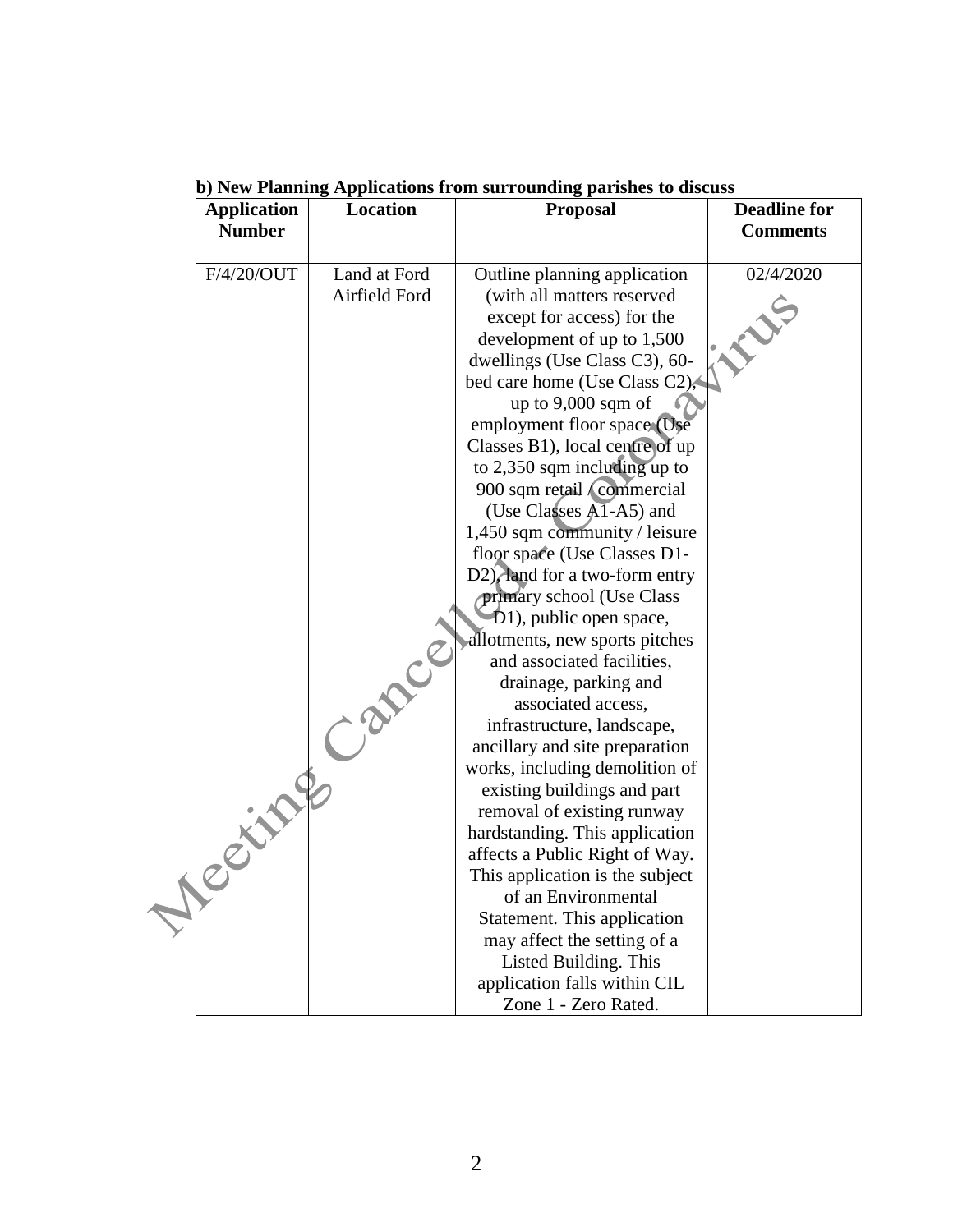**b) New Planning Applications from surrounding parishes to discuss**

| Application Number | Location | Proposal | Deadline for Comments |
|---|---|---|---|
| F/4/20/OUT | Land at Ford Airfield Ford | Outline planning application (with all matters reserved except for access) for the development of up to 1,500 dwellings (Use Class C3), 60-bed care home (Use Class C2), up to 9,000 sqm of employment floor space (Use Classes B1), local centre of up to 2,350 sqm including up to 900 sqm retail / commercial (Use Classes A1-A5) and 1,450 sqm community / leisure floor space (Use Classes D1-D2), land for a two-form entry primary school (Use Class D1), public open space, allotments, new sports pitches and associated facilities, drainage, parking and associated access, infrastructure, landscape, ancillary and site preparation works, including demolition of existing buildings and part removal of existing runway hardstanding. This application affects a Public Right of Way. This application is the subject of an Environmental Statement. This application may affect the setting of a Listed Building. This application falls within CIL Zone 1 - Zero Rated. | 02/4/2020 |

Meeting Cancelled - Coronavirus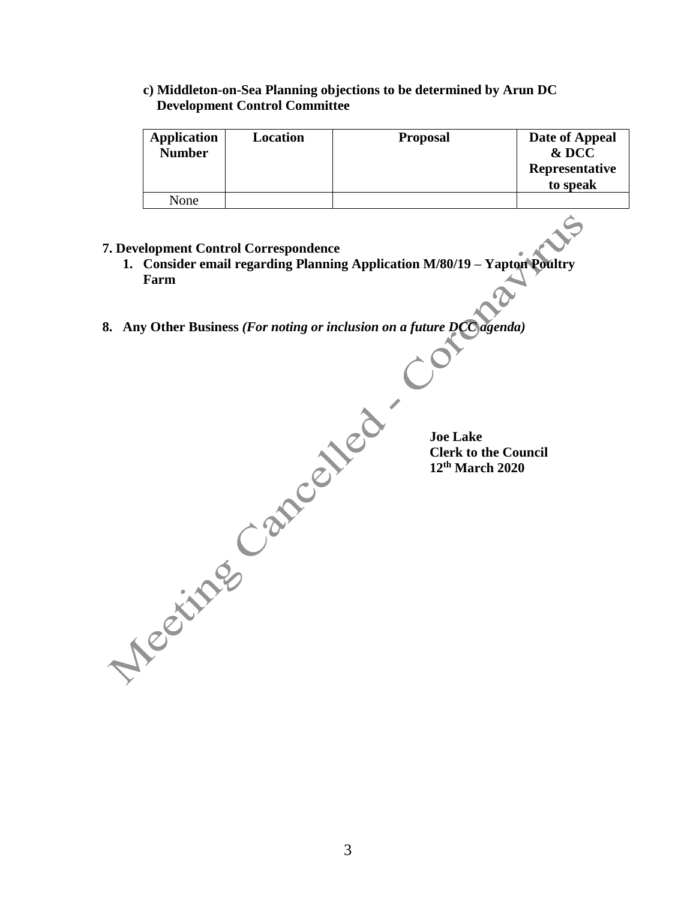**c) Middleton-on-Sea Planning objections to be determined by Arun DC Development Control Committee**

| Application Number | Location | Proposal | Date of Appeal & DCC Representative to speak |
|---|---|---|---|
| None | | | |

**7. Development Control Correspondence**

1. **Consider email regarding Planning Application M/80/19 – Yapton Poultry Farm**

**8. Any Other Business** ***(For noting or inclusion on a future DCC agenda)***

Meeting Cancelled - Coronavirus

**Joe Lake**
**Clerk to the Council**
**12th March 2020**